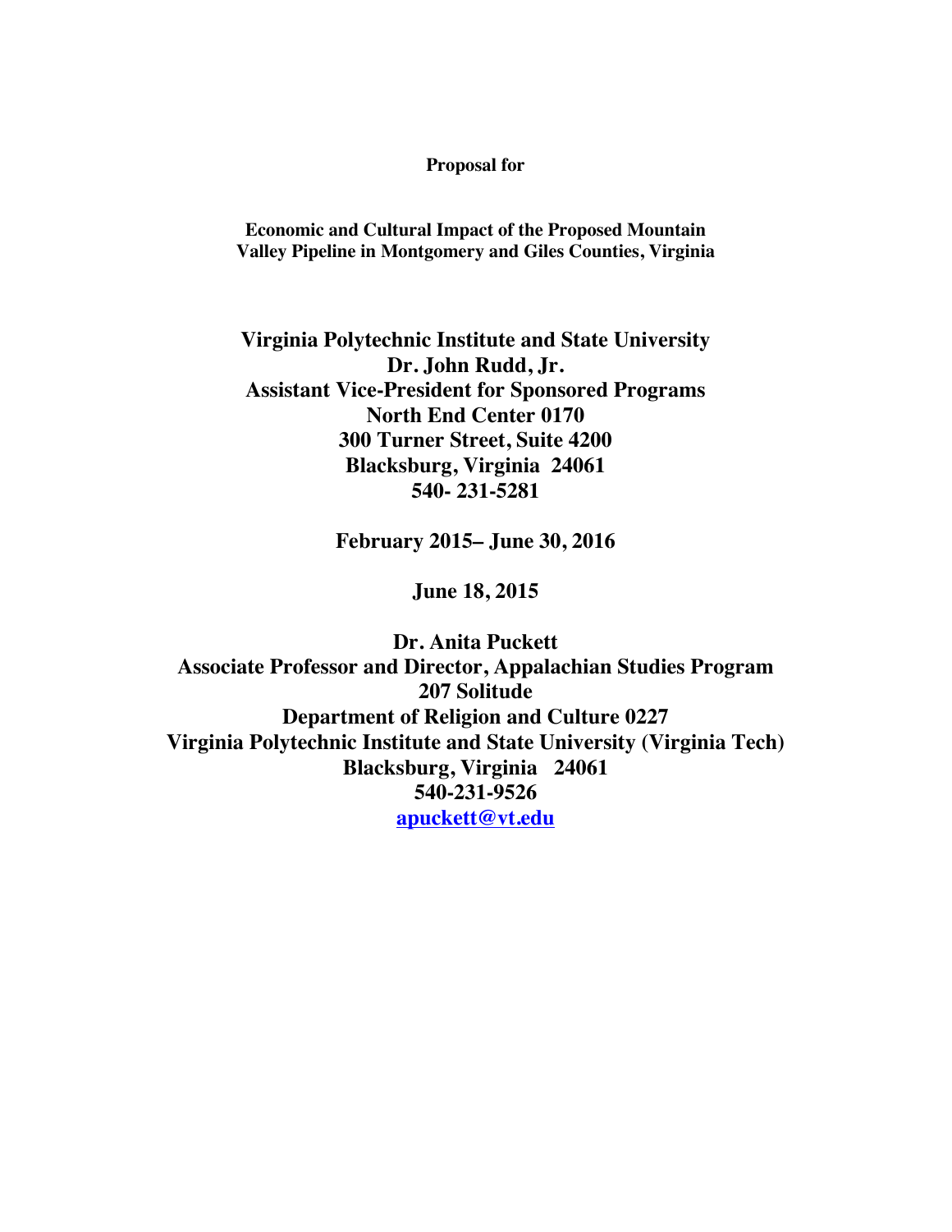**Proposal for**

**Economic and Cultural Impact of the Proposed Mountain Valley Pipeline in Montgomery and Giles Counties, Virginia**

**Virginia Polytechnic Institute and State University**
**Dr. John Rudd, Jr.**
**Assistant Vice-President for Sponsored Programs**
**North End Center 0170**
**300 Turner Street, Suite 4200**
**Blacksburg, Virginia 24061**
**540- 231-5281**

**February 2015– June 30, 2016**

**June 18, 2015**

**Dr. Anita Puckett**
**Associate Professor and Director, Appalachian Studies Program**
**207 Solitude**
**Department of Religion and Culture 0227**
**Virginia Polytechnic Institute and State University (Virginia Tech)**
**Blacksburg, Virginia 24061**
**540-231-9526**
**apuckett@vt.edu**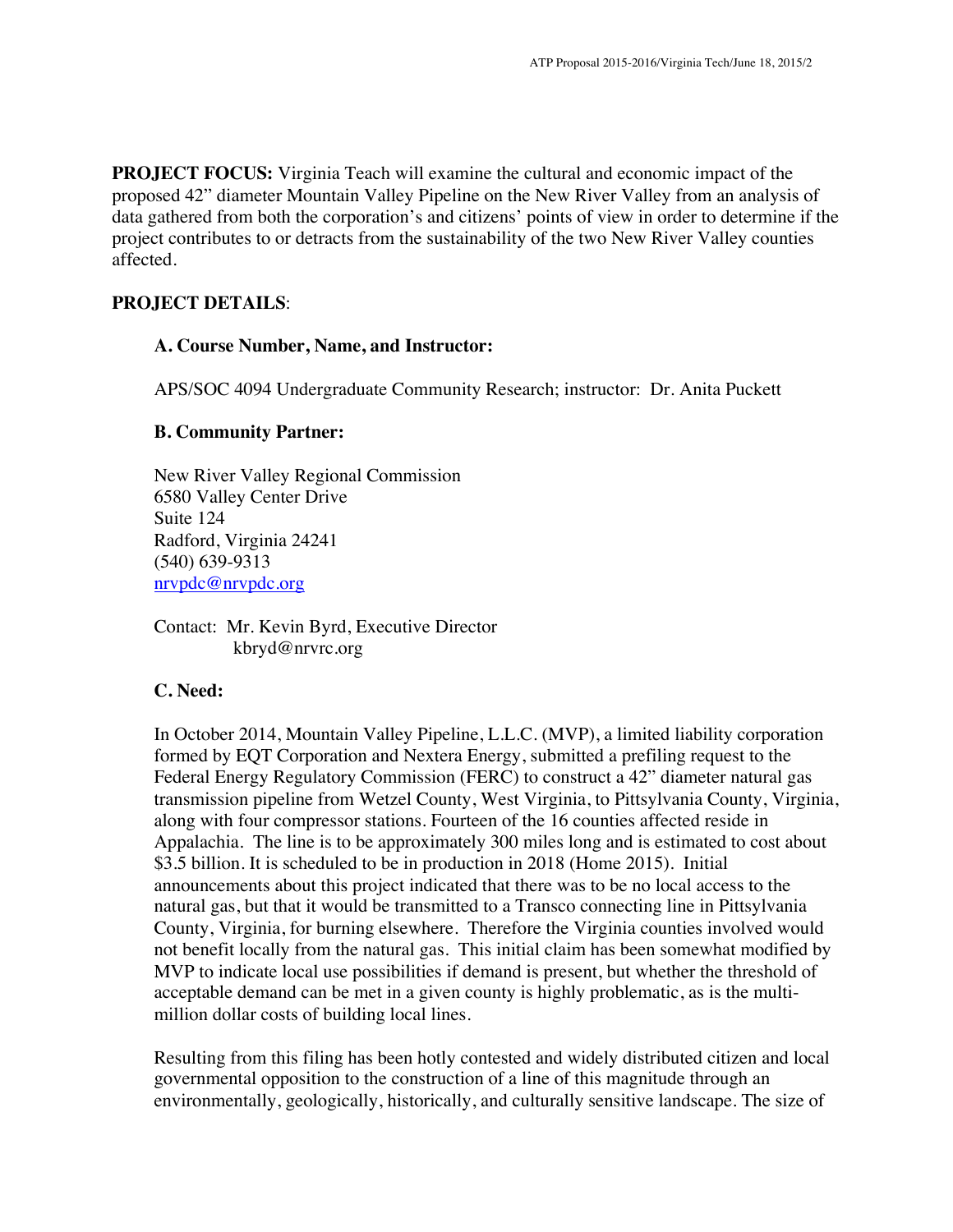**PROJECT FOCUS:** Virginia Teach will examine the cultural and economic impact of the proposed 42" diameter Mountain Valley Pipeline on the New River Valley from an analysis of data gathered from both the corporation's and citizens' points of view in order to determine if the project contributes to or detracts from the sustainability of the two New River Valley counties affected.

**PROJECT DETAILS**:

**A. Course Number, Name, and Instructor:**

APS/SOC 4094 Undergraduate Community Research; instructor: Dr. Anita Puckett

**B. Community Partner:**

New River Valley Regional Commission
6580 Valley Center Drive
Suite 124
Radford, Virginia 24241
(540) 639-9313
nrvpdc@nrvpdc.org

Contact: Mr. Kevin Byrd, Executive Director
kbryd@nrvrc.org

**C. Need:**

In October 2014, Mountain Valley Pipeline, L.L.C. (MVP), a limited liability corporation formed by EQT Corporation and Nextera Energy, submitted a prefiling request to the Federal Energy Regulatory Commission (FERC) to construct a 42" diameter natural gas transmission pipeline from Wetzel County, West Virginia, to Pittsylvania County, Virginia, along with four compressor stations. Fourteen of the 16 counties affected reside in Appalachia. The line is to be approximately 300 miles long and is estimated to cost about $3.5 billion. It is scheduled to be in production in 2018 (Home 2015). Initial announcements about this project indicated that there was to be no local access to the natural gas, but that it would be transmitted to a Transco connecting line in Pittsylvania County, Virginia, for burning elsewhere. Therefore the Virginia counties involved would not benefit locally from the natural gas. This initial claim has been somewhat modified by MVP to indicate local use possibilities if demand is present, but whether the threshold of acceptable demand can be met in a given county is highly problematic, as is the multi-million dollar costs of building local lines.

Resulting from this filing has been hotly contested and widely distributed citizen and local governmental opposition to the construction of a line of this magnitude through an environmentally, geologically, historically, and culturally sensitive landscape. The size of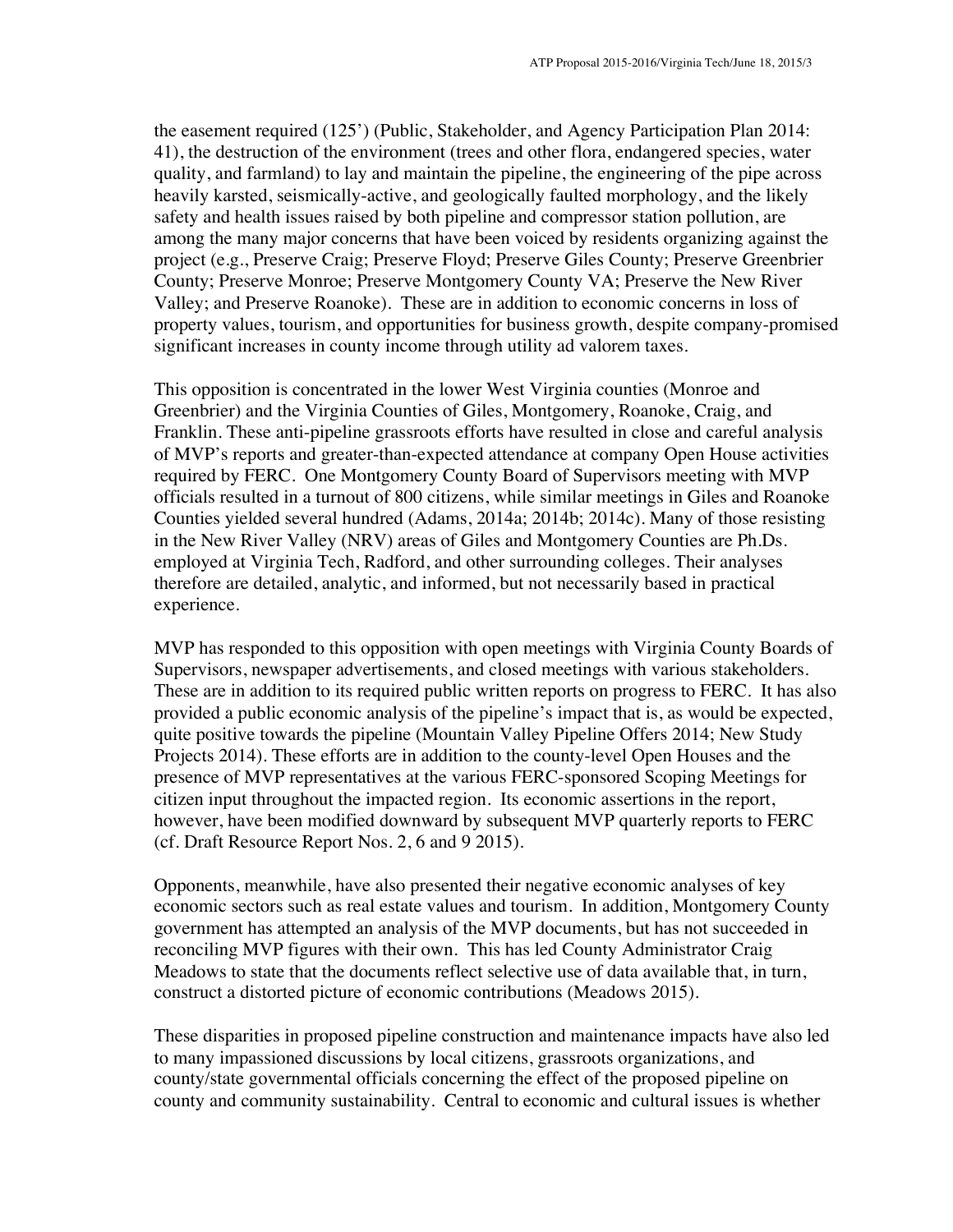the easement required (125') (Public, Stakeholder, and Agency Participation Plan 2014: 41), the destruction of the environment (trees and other flora, endangered species, water quality, and farmland) to lay and maintain the pipeline, the engineering of the pipe across heavily karsted, seismically-active, and geologically faulted morphology, and the likely safety and health issues raised by both pipeline and compressor station pollution, are among the many major concerns that have been voiced by residents organizing against the project (e.g., Preserve Craig; Preserve Floyd; Preserve Giles County; Preserve Greenbrier County; Preserve Monroe; Preserve Montgomery County VA; Preserve the New River Valley; and Preserve Roanoke). These are in addition to economic concerns in loss of property values, tourism, and opportunities for business growth, despite company-promised significant increases in county income through utility ad valorem taxes.

This opposition is concentrated in the lower West Virginia counties (Monroe and Greenbrier) and the Virginia Counties of Giles, Montgomery, Roanoke, Craig, and Franklin. These anti-pipeline grassroots efforts have resulted in close and careful analysis of MVP's reports and greater-than-expected attendance at company Open House activities required by FERC. One Montgomery County Board of Supervisors meeting with MVP officials resulted in a turnout of 800 citizens, while similar meetings in Giles and Roanoke Counties yielded several hundred (Adams, 2014a; 2014b; 2014c). Many of those resisting in the New River Valley (NRV) areas of Giles and Montgomery Counties are Ph.Ds. employed at Virginia Tech, Radford, and other surrounding colleges. Their analyses therefore are detailed, analytic, and informed, but not necessarily based in practical experience.

MVP has responded to this opposition with open meetings with Virginia County Boards of Supervisors, newspaper advertisements, and closed meetings with various stakeholders. These are in addition to its required public written reports on progress to FERC. It has also provided a public economic analysis of the pipeline's impact that is, as would be expected, quite positive towards the pipeline (Mountain Valley Pipeline Offers 2014; New Study Projects 2014). These efforts are in addition to the county-level Open Houses and the presence of MVP representatives at the various FERC-sponsored Scoping Meetings for citizen input throughout the impacted region. Its economic assertions in the report, however, have been modified downward by subsequent MVP quarterly reports to FERC (cf. Draft Resource Report Nos. 2, 6 and 9 2015).

Opponents, meanwhile, have also presented their negative economic analyses of key economic sectors such as real estate values and tourism. In addition, Montgomery County government has attempted an analysis of the MVP documents, but has not succeeded in reconciling MVP figures with their own. This has led County Administrator Craig Meadows to state that the documents reflect selective use of data available that, in turn, construct a distorted picture of economic contributions (Meadows 2015).

These disparities in proposed pipeline construction and maintenance impacts have also led to many impassioned discussions by local citizens, grassroots organizations, and county/state governmental officials concerning the effect of the proposed pipeline on county and community sustainability. Central to economic and cultural issues is whether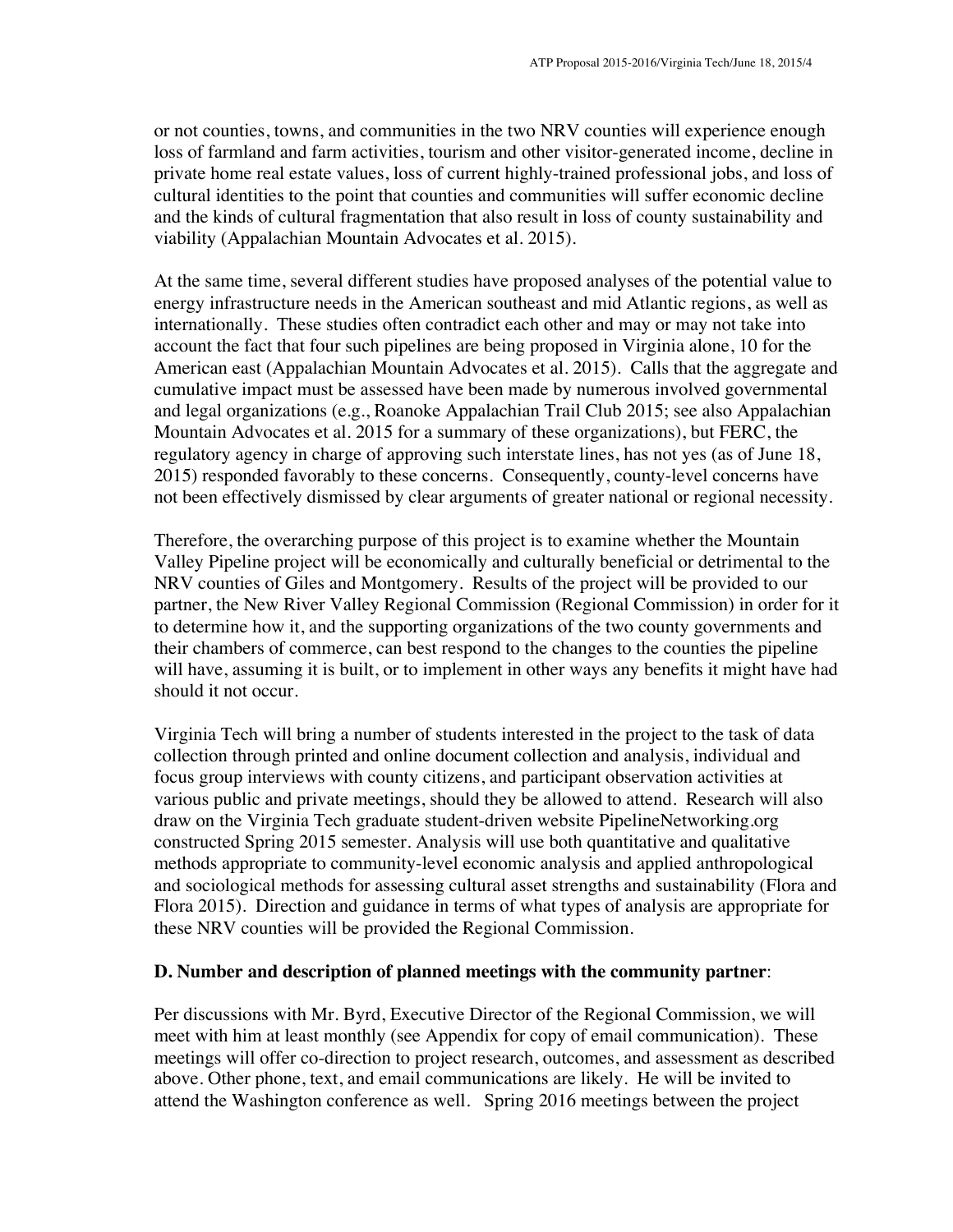or not counties, towns, and communities in the two NRV counties will experience enough loss of farmland and farm activities, tourism and other visitor-generated income, decline in private home real estate values, loss of current highly-trained professional jobs, and loss of cultural identities to the point that counties and communities will suffer economic decline and the kinds of cultural fragmentation that also result in loss of county sustainability and viability (Appalachian Mountain Advocates et al. 2015).

At the same time, several different studies have proposed analyses of the potential value to energy infrastructure needs in the American southeast and mid Atlantic regions, as well as internationally. These studies often contradict each other and may or may not take into account the fact that four such pipelines are being proposed in Virginia alone, 10 for the American east (Appalachian Mountain Advocates et al. 2015). Calls that the aggregate and cumulative impact must be assessed have been made by numerous involved governmental and legal organizations (e.g., Roanoke Appalachian Trail Club 2015; see also Appalachian Mountain Advocates et al. 2015 for a summary of these organizations), but FERC, the regulatory agency in charge of approving such interstate lines, has not yes (as of June 18, 2015) responded favorably to these concerns. Consequently, county-level concerns have not been effectively dismissed by clear arguments of greater national or regional necessity.

Therefore, the overarching purpose of this project is to examine whether the Mountain Valley Pipeline project will be economically and culturally beneficial or detrimental to the NRV counties of Giles and Montgomery. Results of the project will be provided to our partner, the New River Valley Regional Commission (Regional Commission) in order for it to determine how it, and the supporting organizations of the two county governments and their chambers of commerce, can best respond to the changes to the counties the pipeline will have, assuming it is built, or to implement in other ways any benefits it might have had should it not occur.

Virginia Tech will bring a number of students interested in the project to the task of data collection through printed and online document collection and analysis, individual and focus group interviews with county citizens, and participant observation activities at various public and private meetings, should they be allowed to attend. Research will also draw on the Virginia Tech graduate student-driven website PipelineNetworking.org constructed Spring 2015 semester. Analysis will use both quantitative and qualitative methods appropriate to community-level economic analysis and applied anthropological and sociological methods for assessing cultural asset strengths and sustainability (Flora and Flora 2015). Direction and guidance in terms of what types of analysis are appropriate for these NRV counties will be provided the Regional Commission.

**D. Number and description of planned meetings with the community partner**:

Per discussions with Mr. Byrd, Executive Director of the Regional Commission, we will meet with him at least monthly (see Appendix for copy of email communication). These meetings will offer co-direction to project research, outcomes, and assessment as described above. Other phone, text, and email communications are likely. He will be invited to attend the Washington conference as well. Spring 2016 meetings between the project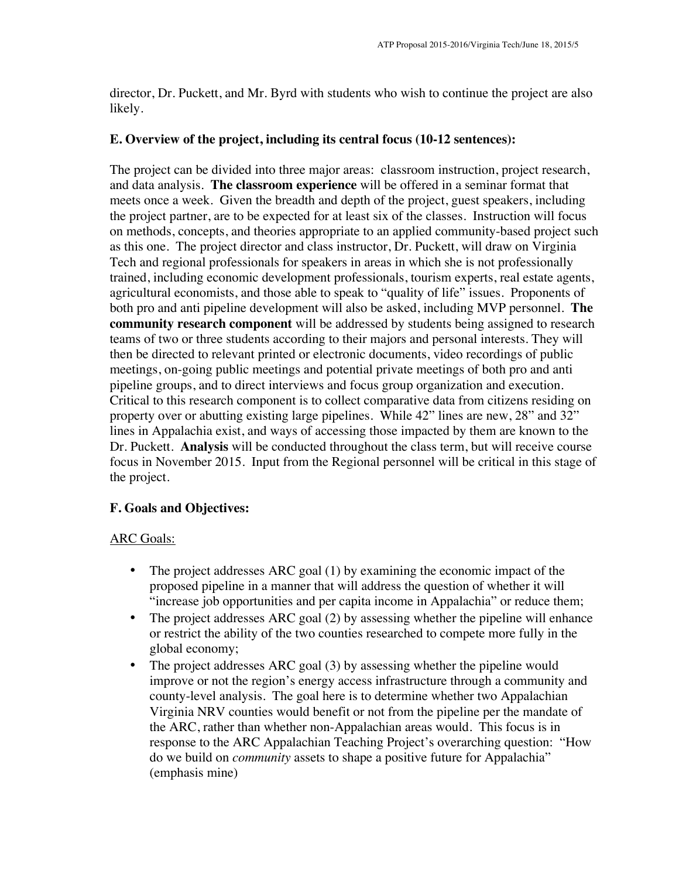director, Dr. Puckett, and Mr. Byrd with students who wish to continue the project are also likely.

### E. Overview of the project, including its central focus (10-12 sentences):

The project can be divided into three major areas: classroom instruction, project research, and data analysis. **The classroom experience** will be offered in a seminar format that meets once a week. Given the breadth and depth of the project, guest speakers, including the project partner, are to be expected for at least six of the classes. Instruction will focus on methods, concepts, and theories appropriate to an applied community-based project such as this one. The project director and class instructor, Dr. Puckett, will draw on Virginia Tech and regional professionals for speakers in areas in which she is not professionally trained, including economic development professionals, tourism experts, real estate agents, agricultural economists, and those able to speak to "quality of life" issues. Proponents of both pro and anti pipeline development will also be asked, including MVP personnel. **The community research component** will be addressed by students being assigned to research teams of two or three students according to their majors and personal interests. They will then be directed to relevant printed or electronic documents, video recordings of public meetings, on-going public meetings and potential private meetings of both pro and anti pipeline groups, and to direct interviews and focus group organization and execution. Critical to this research component is to collect comparative data from citizens residing on property over or abutting existing large pipelines. While 42" lines are new, 28" and 32" lines in Appalachia exist, and ways of accessing those impacted by them are known to the Dr. Puckett. **Analysis** will be conducted throughout the class term, but will receive course focus in November 2015. Input from the Regional personnel will be critical in this stage of the project.

### F. Goals and Objectives:

ARC Goals:

- The project addresses ARC goal (1) by examining the economic impact of the proposed pipeline in a manner that will address the question of whether it will "increase job opportunities and per capita income in Appalachia" or reduce them;
- The project addresses ARC goal (2) by assessing whether the pipeline will enhance or restrict the ability of the two counties researched to compete more fully in the global economy;
- The project addresses ARC goal (3) by assessing whether the pipeline would improve or not the region's energy access infrastructure through a community and county-level analysis. The goal here is to determine whether two Appalachian Virginia NRV counties would benefit or not from the pipeline per the mandate of the ARC, rather than whether non-Appalachian areas would. This focus is in response to the ARC Appalachian Teaching Project's overarching question: "How do we build on *community* assets to shape a positive future for Appalachia" (emphasis mine)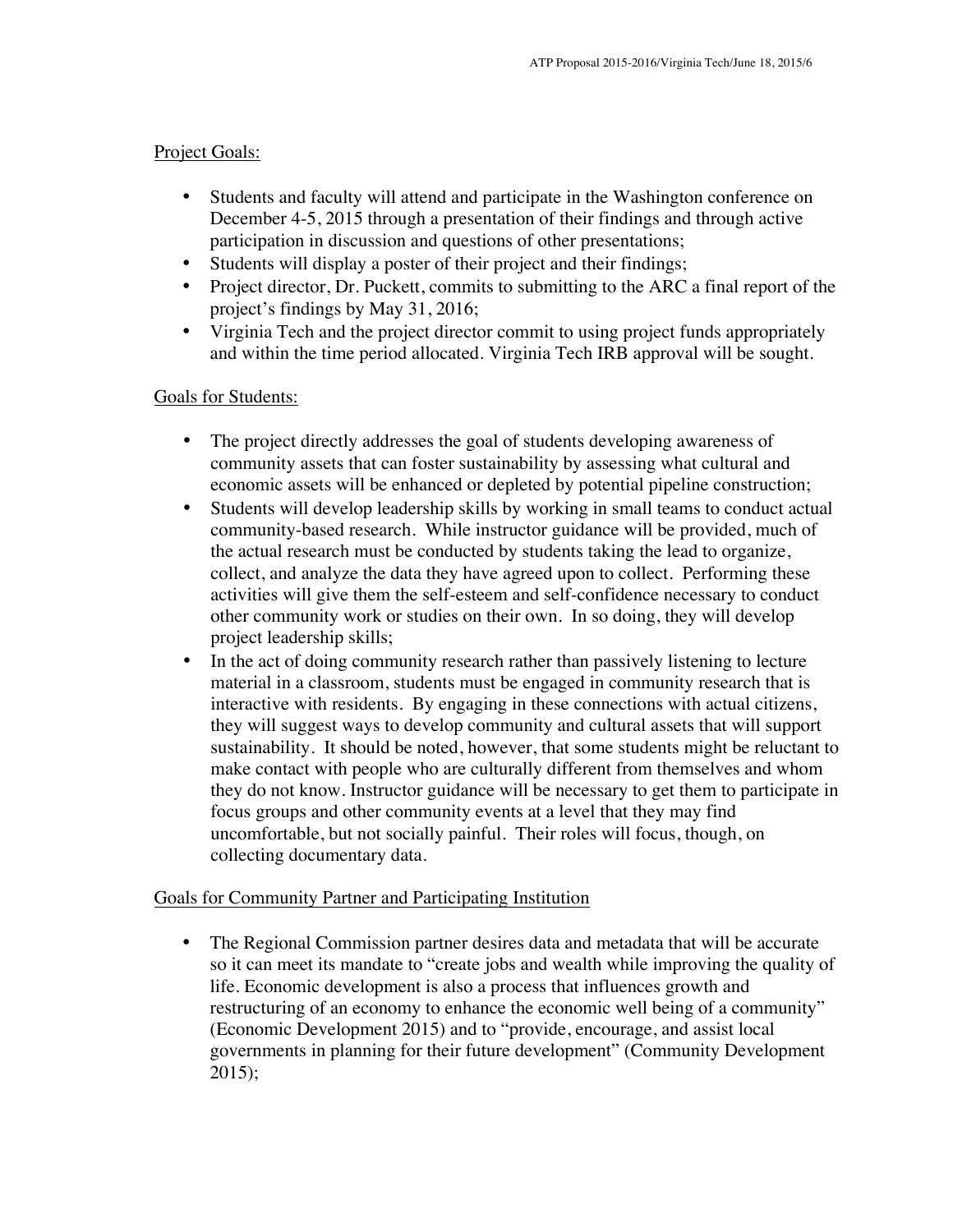Project Goals:

- Students and faculty will attend and participate in the Washington conference on December 4-5, 2015 through a presentation of their findings and through active participation in discussion and questions of other presentations;
- Students will display a poster of their project and their findings;
- Project director, Dr. Puckett, commits to submitting to the ARC a final report of the project's findings by May 31, 2016;
- Virginia Tech and the project director commit to using project funds appropriately and within the time period allocated. Virginia Tech IRB approval will be sought.

Goals for Students:

- The project directly addresses the goal of students developing awareness of community assets that can foster sustainability by assessing what cultural and economic assets will be enhanced or depleted by potential pipeline construction;
- Students will develop leadership skills by working in small teams to conduct actual community-based research. While instructor guidance will be provided, much of the actual research must be conducted by students taking the lead to organize, collect, and analyze the data they have agreed upon to collect. Performing these activities will give them the self-esteem and self-confidence necessary to conduct other community work or studies on their own. In so doing, they will develop project leadership skills;
- In the act of doing community research rather than passively listening to lecture material in a classroom, students must be engaged in community research that is interactive with residents. By engaging in these connections with actual citizens, they will suggest ways to develop community and cultural assets that will support sustainability. It should be noted, however, that some students might be reluctant to make contact with people who are culturally different from themselves and whom they do not know. Instructor guidance will be necessary to get them to participate in focus groups and other community events at a level that they may find uncomfortable, but not socially painful. Their roles will focus, though, on collecting documentary data.

Goals for Community Partner and Participating Institution

- The Regional Commission partner desires data and metadata that will be accurate so it can meet its mandate to "create jobs and wealth while improving the quality of life. Economic development is also a process that influences growth and restructuring of an economy to enhance the economic well being of a community" (Economic Development 2015) and to "provide, encourage, and assist local governments in planning for their future development" (Community Development 2015);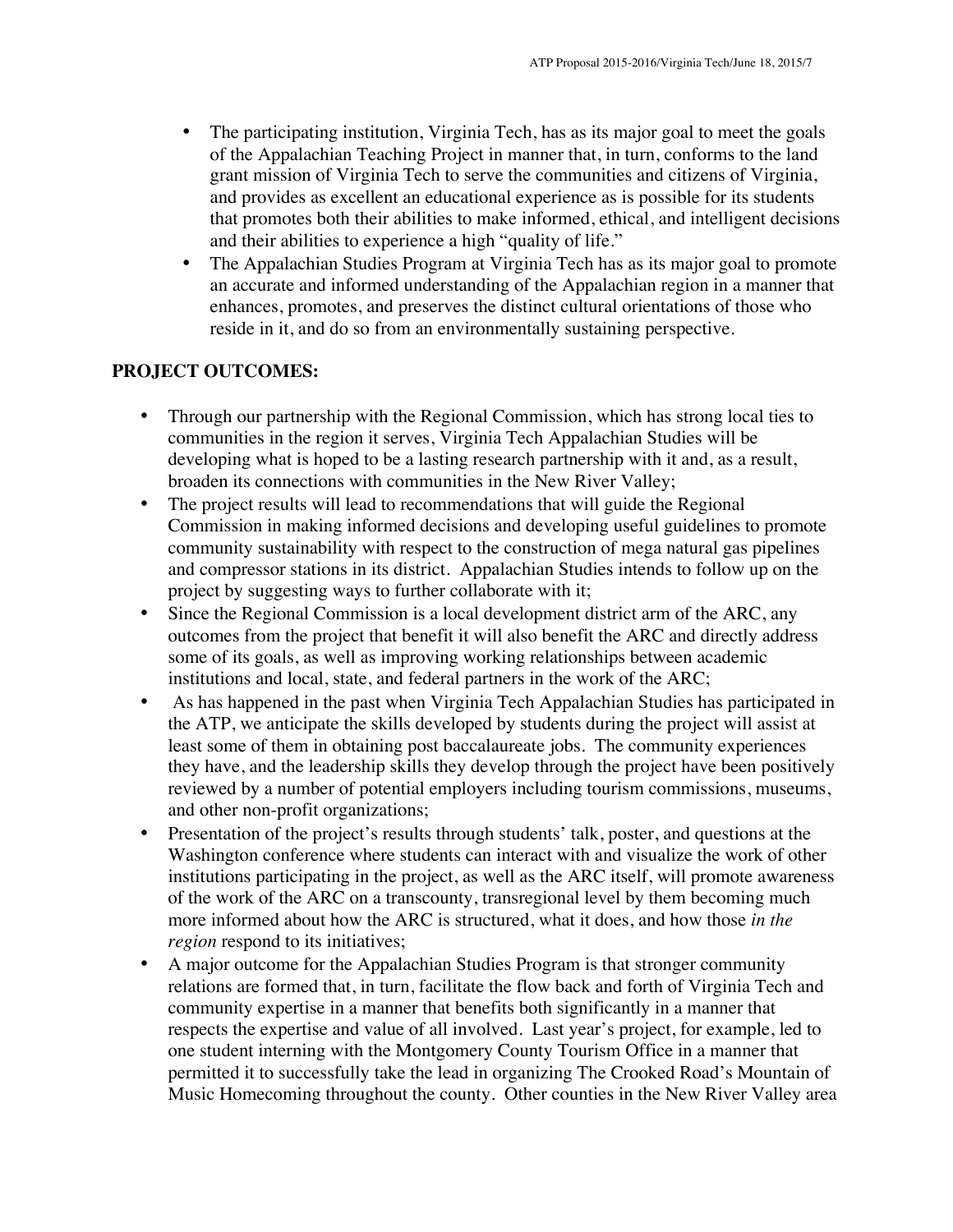- The participating institution, Virginia Tech, has as its major goal to meet the goals of the Appalachian Teaching Project in manner that, in turn, conforms to the land grant mission of Virginia Tech to serve the communities and citizens of Virginia, and provides as excellent an educational experience as is possible for its students that promotes both their abilities to make informed, ethical, and intelligent decisions and their abilities to experience a high "quality of life."
- The Appalachian Studies Program at Virginia Tech has as its major goal to promote an accurate and informed understanding of the Appalachian region in a manner that enhances, promotes, and preserves the distinct cultural orientations of those who reside in it, and do so from an environmentally sustaining perspective.

**PROJECT OUTCOMES:**

- Through our partnership with the Regional Commission, which has strong local ties to communities in the region it serves, Virginia Tech Appalachian Studies will be developing what is hoped to be a lasting research partnership with it and, as a result, broaden its connections with communities in the New River Valley;
- The project results will lead to recommendations that will guide the Regional Commission in making informed decisions and developing useful guidelines to promote community sustainability with respect to the construction of mega natural gas pipelines and compressor stations in its district. Appalachian Studies intends to follow up on the project by suggesting ways to further collaborate with it;
- Since the Regional Commission is a local development district arm of the ARC, any outcomes from the project that benefit it will also benefit the ARC and directly address some of its goals, as well as improving working relationships between academic institutions and local, state, and federal partners in the work of the ARC;
- As has happened in the past when Virginia Tech Appalachian Studies has participated in the ATP, we anticipate the skills developed by students during the project will assist at least some of them in obtaining post baccalaureate jobs. The community experiences they have, and the leadership skills they develop through the project have been positively reviewed by a number of potential employers including tourism commissions, museums, and other non-profit organizations;
- Presentation of the project's results through students' talk, poster, and questions at the Washington conference where students can interact with and visualize the work of other institutions participating in the project, as well as the ARC itself, will promote awareness of the work of the ARC on a transcounty, transregional level by them becoming much more informed about how the ARC is structured, what it does, and how those *in the region* respond to its initiatives;
- A major outcome for the Appalachian Studies Program is that stronger community relations are formed that, in turn, facilitate the flow back and forth of Virginia Tech and community expertise in a manner that benefits both significantly in a manner that respects the expertise and value of all involved. Last year's project, for example, led to one student interning with the Montgomery County Tourism Office in a manner that permitted it to successfully take the lead in organizing The Crooked Road's Mountain of Music Homecoming throughout the county. Other counties in the New River Valley area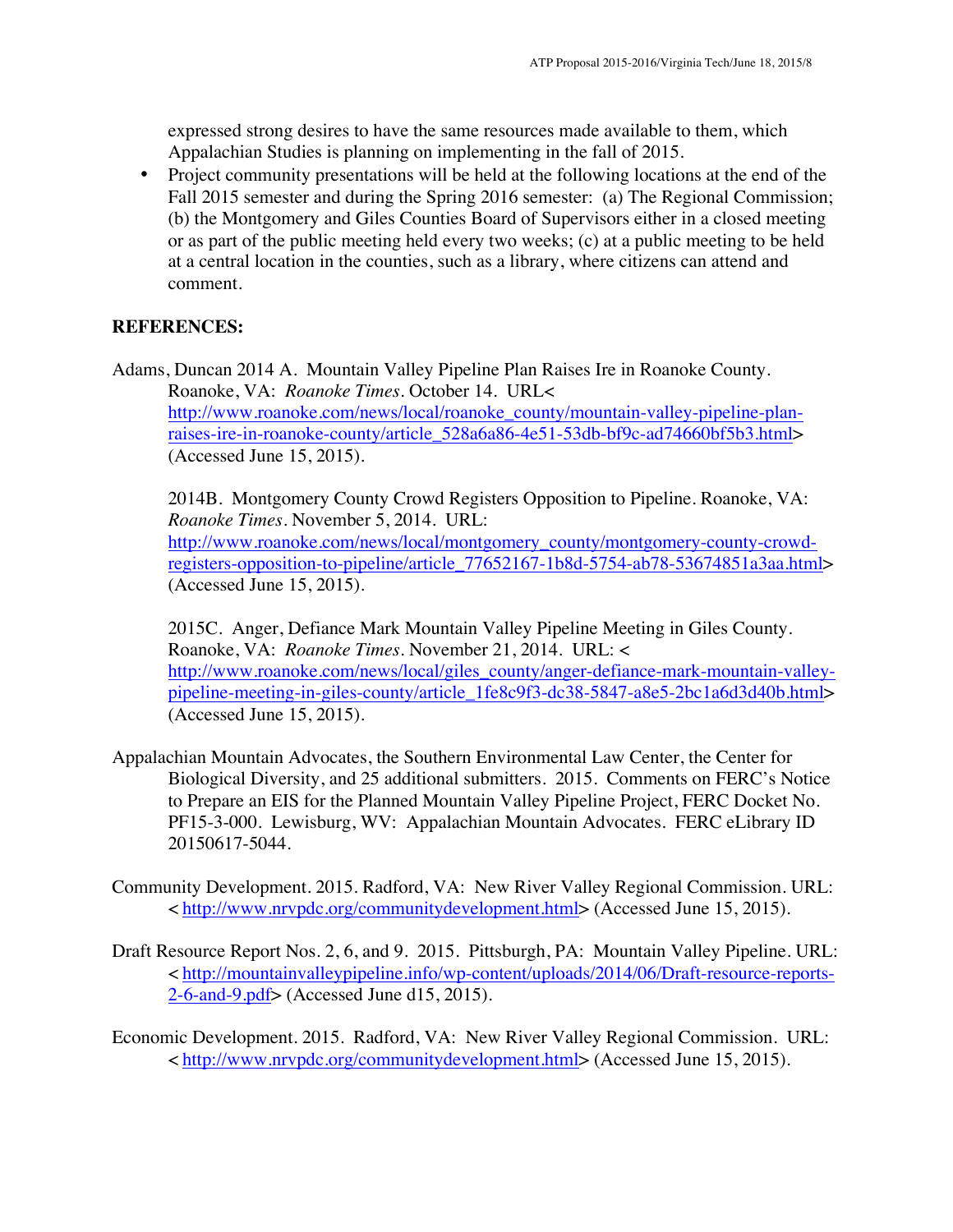expressed strong desires to have the same resources made available to them, which Appalachian Studies is planning on implementing in the fall of 2015.

- Project community presentations will be held at the following locations at the end of the Fall 2015 semester and during the Spring 2016 semester: (a) The Regional Commission; (b) the Montgomery and Giles Counties Board of Supervisors either in a closed meeting or as part of the public meeting held every two weeks; (c) at a public meeting to be held at a central location in the counties, such as a library, where citizens can attend and comment.

**REFERENCES:**

Adams, Duncan 2014 A. Mountain Valley Pipeline Plan Raises Ire in Roanoke County. Roanoke, VA: *Roanoke Times*. October 14. URL< http://www.roanoke.com/news/local/roanoke_county/mountain-valley-pipeline-plan-raises-ire-in-roanoke-county/article_528a6a86-4e51-53db-bf9c-ad74660bf5b3.html> (Accessed June 15, 2015).

2014B. Montgomery County Crowd Registers Opposition to Pipeline. Roanoke, VA: *Roanoke Times*. November 5, 2014. URL: http://www.roanoke.com/news/local/montgomery_county/montgomery-county-crowd-registers-opposition-to-pipeline/article_77652167-1b8d-5754-ab78-53674851a3aa.html> (Accessed June 15, 2015).

2015C. Anger, Defiance Mark Mountain Valley Pipeline Meeting in Giles County. Roanoke, VA: *Roanoke Times*. November 21, 2014. URL: < http://www.roanoke.com/news/local/giles_county/anger-defiance-mark-mountain-valley-pipeline-meeting-in-giles-county/article_1fe8c9f3-dc38-5847-a8e5-2bc1a6d3d40b.html> (Accessed June 15, 2015).

Appalachian Mountain Advocates, the Southern Environmental Law Center, the Center for Biological Diversity, and 25 additional submitters. 2015. Comments on FERC's Notice to Prepare an EIS for the Planned Mountain Valley Pipeline Project, FERC Docket No. PF15-3-000. Lewisburg, WV: Appalachian Mountain Advocates. FERC eLibrary ID 20150617-5044.

Community Development. 2015. Radford, VA: New River Valley Regional Commission. URL: < http://www.nrvpdc.org/communitydevelopment.html> (Accessed June 15, 2015).

Draft Resource Report Nos. 2, 6, and 9. 2015. Pittsburgh, PA: Mountain Valley Pipeline. URL: < http://mountainvalleypipeline.info/wp-content/uploads/2014/06/Draft-resource-reports-2-6-and-9.pdf> (Accessed June d15, 2015).

Economic Development. 2015. Radford, VA: New River Valley Regional Commission. URL: < http://www.nrvpdc.org/communitydevelopment.html> (Accessed June 15, 2015).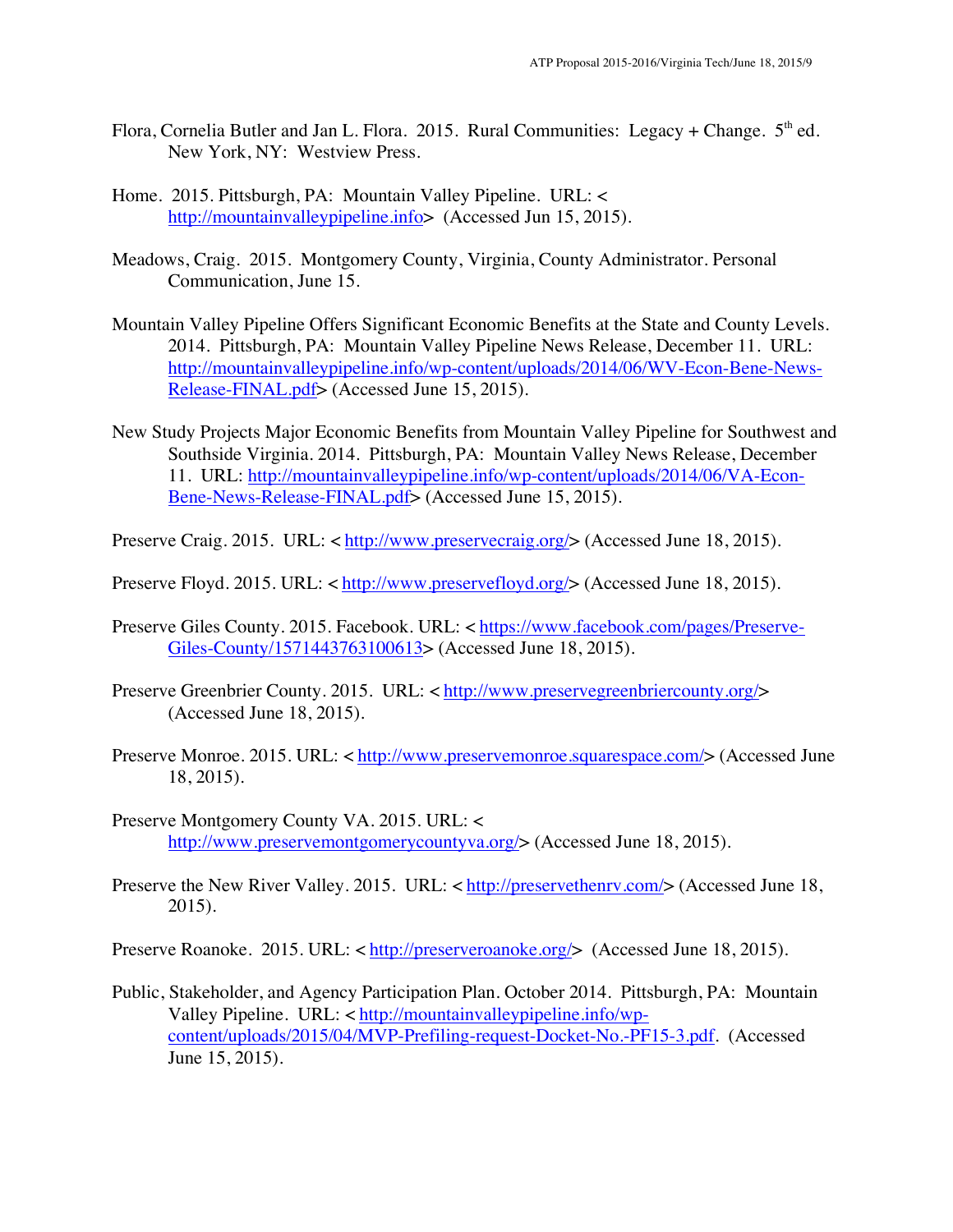Flora, Cornelia Butler and Jan L. Flora. 2015. Rural Communities: Legacy + Change. 5th ed. New York, NY: Westview Press.

Home. 2015. Pittsburgh, PA: Mountain Valley Pipeline. URL: < http://mountainvalleypipeline.info> (Accessed Jun 15, 2015).

Meadows, Craig. 2015. Montgomery County, Virginia, County Administrator. Personal Communication, June 15.

Mountain Valley Pipeline Offers Significant Economic Benefits at the State and County Levels. 2014. Pittsburgh, PA: Mountain Valley Pipeline News Release, December 11. URL: http://mountainvalleypipeline.info/wp-content/uploads/2014/06/WV-Econ-Bene-News-Release-FINAL.pdf> (Accessed June 15, 2015).

New Study Projects Major Economic Benefits from Mountain Valley Pipeline for Southwest and Southside Virginia. 2014. Pittsburgh, PA: Mountain Valley News Release, December 11. URL: http://mountainvalleypipeline.info/wp-content/uploads/2014/06/VA-Econ-Bene-News-Release-FINAL.pdf> (Accessed June 15, 2015).

Preserve Craig. 2015. URL: < http://www.preservecraig.org/> (Accessed June 18, 2015).

Preserve Floyd. 2015. URL: < http://www.preservefloyd.org/> (Accessed June 18, 2015).

Preserve Giles County. 2015. Facebook. URL: < https://www.facebook.com/pages/Preserve-Giles-County/1571443763100613> (Accessed June 18, 2015).

Preserve Greenbrier County. 2015. URL: < http://www.preservegreenbriercounty.org/> (Accessed June 18, 2015).

Preserve Monroe. 2015. URL: < http://www.preservemonroe.squarespace.com/> (Accessed June 18, 2015).

Preserve Montgomery County VA. 2015. URL: < http://www.preservemontgomerycountyva.org/> (Accessed June 18, 2015).

Preserve the New River Valley. 2015. URL: < http://preservethenrv.com/> (Accessed June 18, 2015).

Preserve Roanoke. 2015. URL: < http://preserveroanoke.org/> (Accessed June 18, 2015).

Public, Stakeholder, and Agency Participation Plan. October 2014. Pittsburgh, PA: Mountain Valley Pipeline. URL: < http://mountainvalleypipeline.info/wp-content/uploads/2015/04/MVP-Prefiling-request-Docket-No.-PF15-3.pdf. (Accessed June 15, 2015).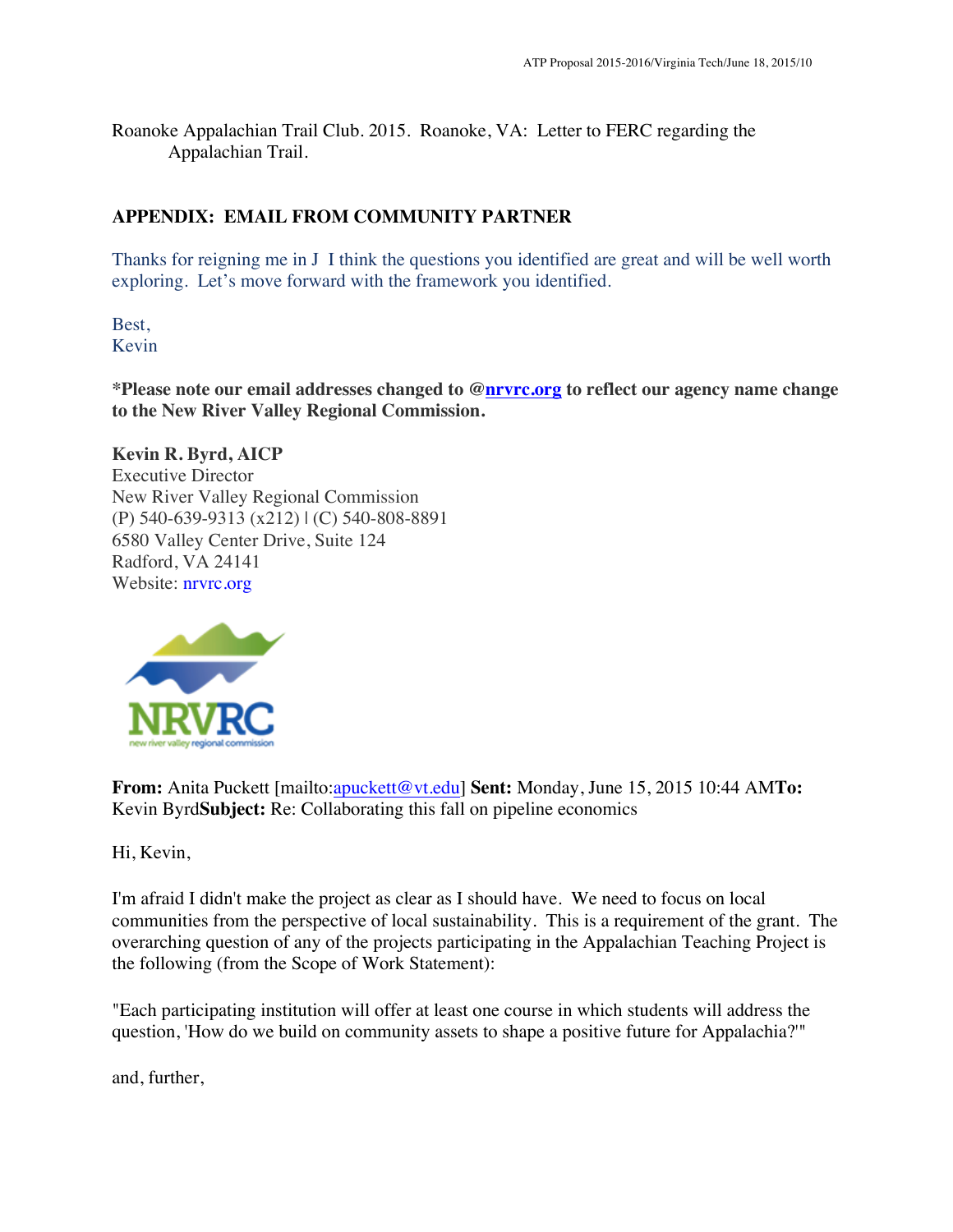Roanoke Appalachian Trail Club. 2015. Roanoke, VA: Letter to FERC regarding the Appalachian Trail.

## APPENDIX: EMAIL FROM COMMUNITY PARTNER

Thanks for reigning me in J I think the questions you identified are great and will be well worth exploring. Let's move forward with the framework you identified.

Best,
Kevin

**\*Please note our email addresses changed to @nrvrc.org to reflect our agency name change to the New River Valley Regional Commission.**

**Kevin R. Byrd, AICP**
Executive Director
New River Valley Regional Commission
(P) 540-639-9313 (x212) | (C) 540-808-8891
6580 Valley Center Drive, Suite 124
Radford, VA 24141
Website: nrvrc.org

NRVRC
new river valley regional commission

**From:** Anita Puckett [mailto:apuckett@vt.edu] **Sent:** Monday, June 15, 2015 10:44 AM**To:** Kevin Byrd**Subject:** Re: Collaborating this fall on pipeline economics

Hi, Kevin,

I'm afraid I didn't make the project as clear as I should have. We need to focus on local communities from the perspective of local sustainability. This is a requirement of the grant. The overarching question of any of the projects participating in the Appalachian Teaching Project is the following (from the Scope of Work Statement):

"Each participating institution will offer at least one course in which students will address the question, 'How do we build on community assets to shape a positive future for Appalachia?'"

and, further,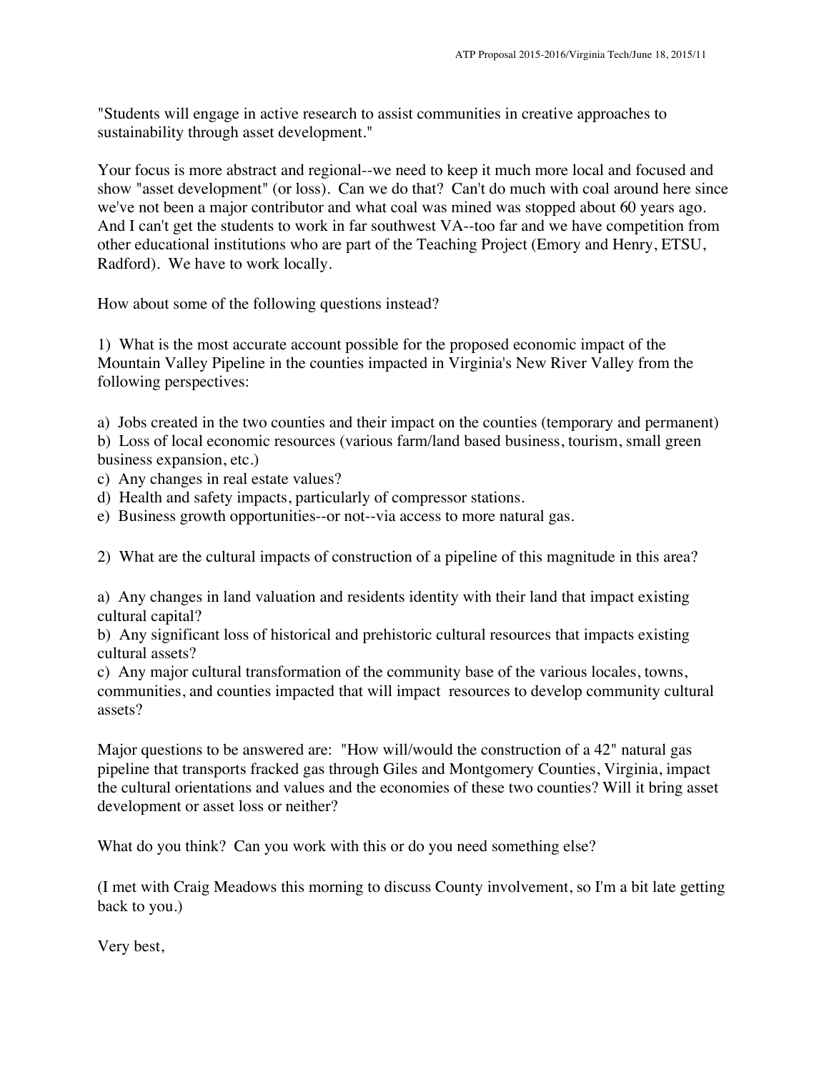"Students will engage in active research to assist communities in creative approaches to sustainability through asset development."

Your focus is more abstract and regional--we need to keep it much more local and focused and show "asset development" (or loss). Can we do that? Can't do much with coal around here since we've not been a major contributor and what coal was mined was stopped about 60 years ago. And I can't get the students to work in far southwest VA--too far and we have competition from other educational institutions who are part of the Teaching Project (Emory and Henry, ETSU, Radford). We have to work locally.

How about some of the following questions instead?

1) What is the most accurate account possible for the proposed economic impact of the Mountain Valley Pipeline in the counties impacted in Virginia's New River Valley from the following perspectives:

a) Jobs created in the two counties and their impact on the counties (temporary and permanent)
b) Loss of local economic resources (various farm/land based business, tourism, small green business expansion, etc.)
c) Any changes in real estate values?
d) Health and safety impacts, particularly of compressor stations.
e) Business growth opportunities--or not--via access to more natural gas.

2) What are the cultural impacts of construction of a pipeline of this magnitude in this area?

a) Any changes in land valuation and residents identity with their land that impact existing cultural capital?
b) Any significant loss of historical and prehistoric cultural resources that impacts existing cultural assets?
c) Any major cultural transformation of the community base of the various locales, towns, communities, and counties impacted that will impact resources to develop community cultural assets?

Major questions to be answered are: "How will/would the construction of a 42" natural gas pipeline that transports fracked gas through Giles and Montgomery Counties, Virginia, impact the cultural orientations and values and the economies of these two counties? Will it bring asset development or asset loss or neither?

What do you think? Can you work with this or do you need something else?

(I met with Craig Meadows this morning to discuss County involvement, so I'm a bit late getting back to you.)

Very best,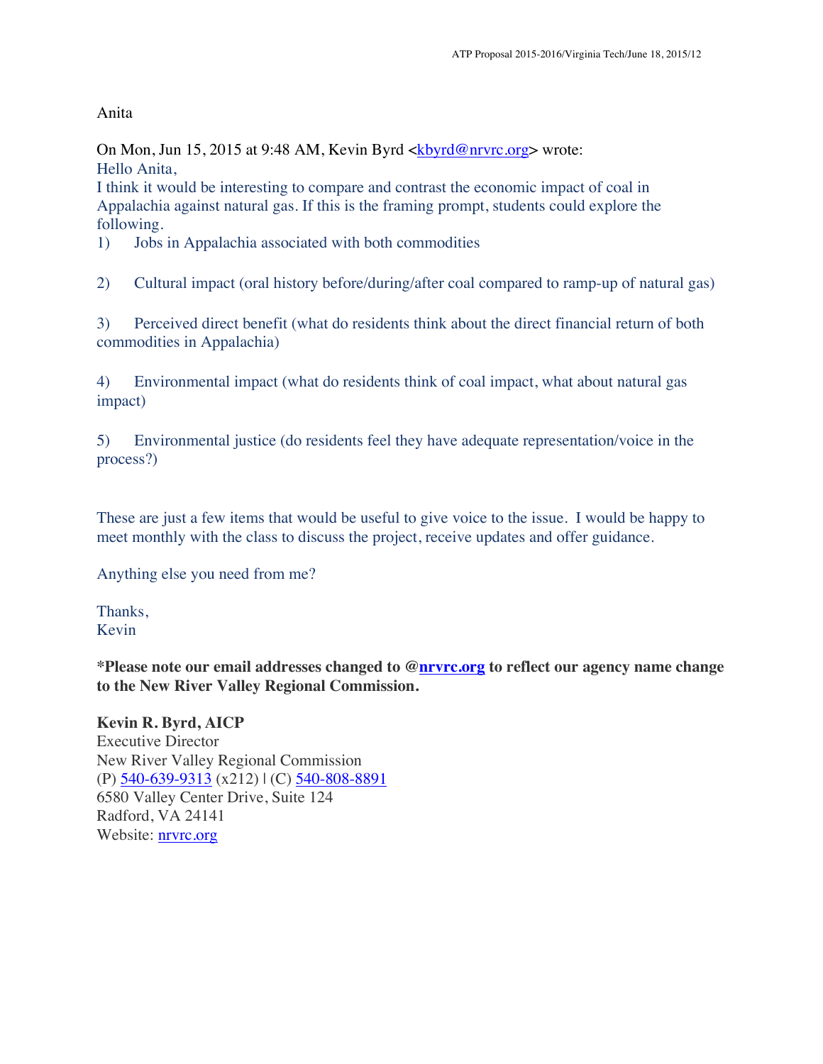Anita

On Mon, Jun 15, 2015 at 9:48 AM, Kevin Byrd <kbyrd@nrvrc.org> wrote:
Hello Anita,
I think it would be interesting to compare and contrast the economic impact of coal in Appalachia against natural gas. If this is the framing prompt, students could explore the following.

1) Jobs in Appalachia associated with both commodities

2) Cultural impact (oral history before/during/after coal compared to ramp-up of natural gas)

3) Perceived direct benefit (what do residents think about the direct financial return of both commodities in Appalachia)

4) Environmental impact (what do residents think of coal impact, what about natural gas impact)

5) Environmental justice (do residents feel they have adequate representation/voice in the process?)

These are just a few items that would be useful to give voice to the issue. I would be happy to meet monthly with the class to discuss the project, receive updates and offer guidance.

Anything else you need from me?

Thanks,
Kevin

**\*Please note our email addresses changed to @nrvrc.org to reflect our agency name change to the New River Valley Regional Commission.**

**Kevin R. Byrd, AICP**
Executive Director
New River Valley Regional Commission
(P) 540-639-9313 (x212) | (C) 540-808-8891
6580 Valley Center Drive, Suite 124
Radford, VA 24141
Website: nrvrc.org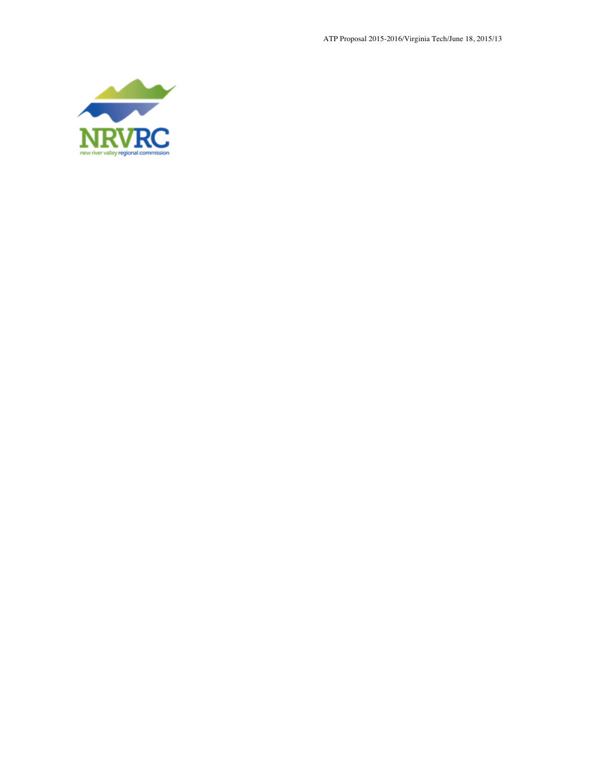NRVRC

new river valley regional commission